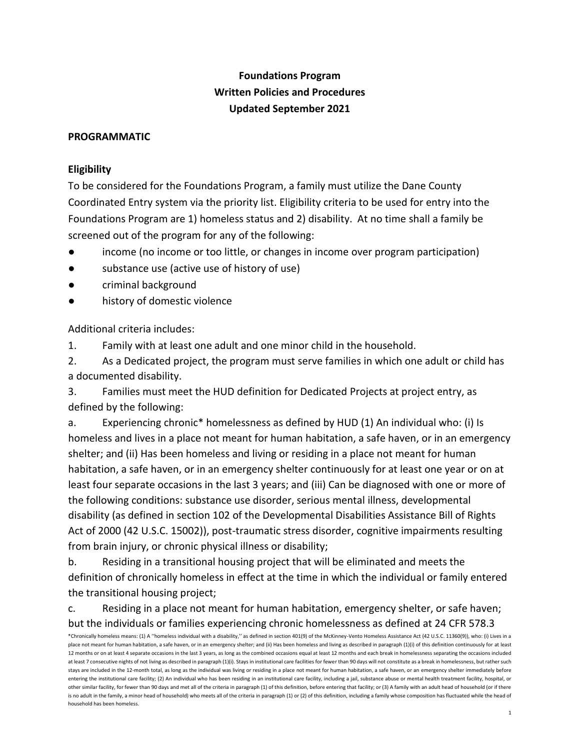**Foundations Program**
**Written Policies and Procedures**
**Updated September 2021**

## PROGRAMMATIC

### Eligibility

To be considered for the Foundations Program, a family must utilize the Dane County Coordinated Entry system via the priority list. Eligibility criteria to be used for entry into the Foundations Program are 1) homeless status and 2) disability. At no time shall a family be screened out of the program for any of the following:

- income (no income or too little, or changes in income over program participation)
- substance use (active use of history of use)
- criminal background
- history of domestic violence

Additional criteria includes:

1. Family with at least one adult and one minor child in the household.
2. As a Dedicated project, the program must serve families in which one adult or child has a documented disability.
3. Families must meet the HUD definition for Dedicated Projects at project entry, as defined by the following:

a. Experiencing chronic* homelessness as defined by HUD (1) An individual who: (i) Is homeless and lives in a place not meant for human habitation, a safe haven, or in an emergency shelter; and (ii) Has been homeless and living or residing in a place not meant for human habitation, a safe haven, or in an emergency shelter continuously for at least one year or on at least four separate occasions in the last 3 years; and (iii) Can be diagnosed with one or more of the following conditions: substance use disorder, serious mental illness, developmental disability (as defined in section 102 of the Developmental Disabilities Assistance Bill of Rights Act of 2000 (42 U.S.C. 15002)), post-traumatic stress disorder, cognitive impairments resulting from brain injury, or chronic physical illness or disability;

b. Residing in a transitional housing project that will be eliminated and meets the definition of chronically homeless in effect at the time in which the individual or family entered the transitional housing project;

c. Residing in a place not meant for human habitation, emergency shelter, or safe haven; but the individuals or families experiencing chronic homelessness as defined at 24 CFR 578.3

*Chronically homeless means: (1) A ''homeless individual with a disability,'' as defined in section 401(9) of the McKinney-Vento Homeless Assistance Act (42 U.S.C. 11360(9)), who: (i) Lives in a place not meant for human habitation, a safe haven, or in an emergency shelter; and (ii) Has been homeless and living as described in paragraph (1)(i) of this definition continuously for at least 12 months or on at least 4 separate occasions in the last 3 years, as long as the combined occasions equal at least 12 months and each break in homelessness separating the occasions included at least 7 consecutive nights of not living as described in paragraph (1)(i). Stays in institutional care facilities for fewer than 90 days will not constitute as a break in homelessness, but rather such stays are included in the 12-month total, as long as the individual was living or residing in a place not meant for human habitation, a safe haven, or an emergency shelter immediately before entering the institutional care facility; (2) An individual who has been residing in an institutional care facility, including a jail, substance abuse or mental health treatment facility, hospital, or other similar facility, for fewer than 90 days and met all of the criteria in paragraph (1) of this definition, before entering that facility; or (3) A family with an adult head of household (or if there is no adult in the family, a minor head of household) who meets all of the criteria in paragraph (1) or (2) of this definition, including a family whose composition has fluctuated while the head of household has been homeless.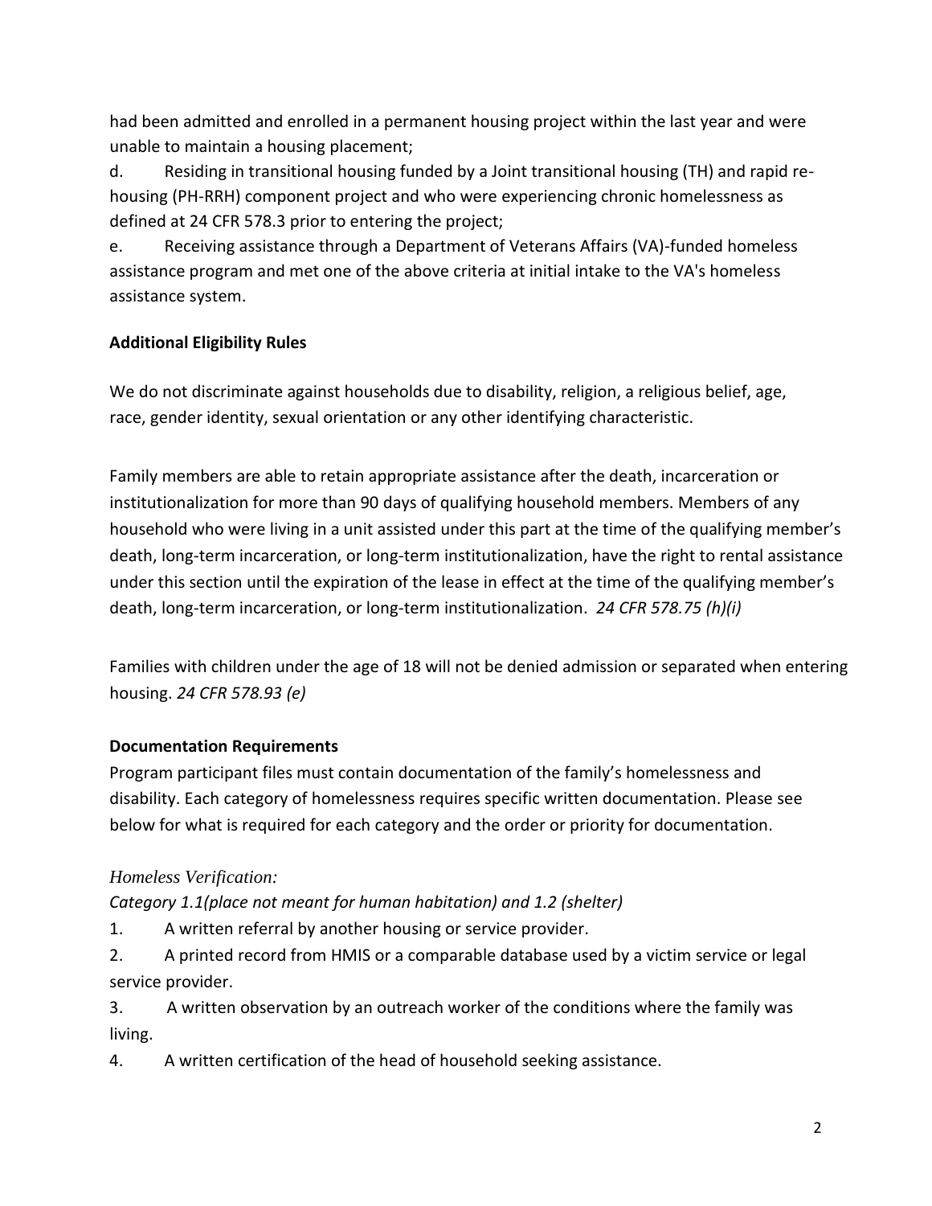had been admitted and enrolled in a permanent housing project within the last year and were unable to maintain a housing placement;

d. Residing in transitional housing funded by a Joint transitional housing (TH) and rapid re-housing (PH-RRH) component project and who were experiencing chronic homelessness as defined at 24 CFR 578.3 prior to entering the project;

e. Receiving assistance through a Department of Veterans Affairs (VA)-funded homeless assistance program and met one of the above criteria at initial intake to the VA's homeless assistance system.

**Additional Eligibility Rules**

We do not discriminate against households due to disability, religion, a religious belief, age, race, gender identity, sexual orientation or any other identifying characteristic.

Family members are able to retain appropriate assistance after the death, incarceration or institutionalization for more than 90 days of qualifying household members. Members of any household who were living in a unit assisted under this part at the time of the qualifying member's death, long-term incarceration, or long-term institutionalization, have the right to rental assistance under this section until the expiration of the lease in effect at the time of the qualifying member's death, long-term incarceration, or long-term institutionalization. *24 CFR 578.75 (h)(i)*

Families with children under the age of 18 will not be denied admission or separated when entering housing. *24 CFR 578.93 (e)*

**Documentation Requirements**

Program participant files must contain documentation of the family's homelessness and disability. Each category of homelessness requires specific written documentation. Please see below for what is required for each category and the order or priority for documentation.

*Homeless Verification:*

*Category 1.1(place not meant for human habitation) and 1.2 (shelter)*

1. A written referral by another housing or service provider.
2. A printed record from HMIS or a comparable database used by a victim service or legal service provider.
3. A written observation by an outreach worker of the conditions where the family was living.
4. A written certification of the head of household seeking assistance.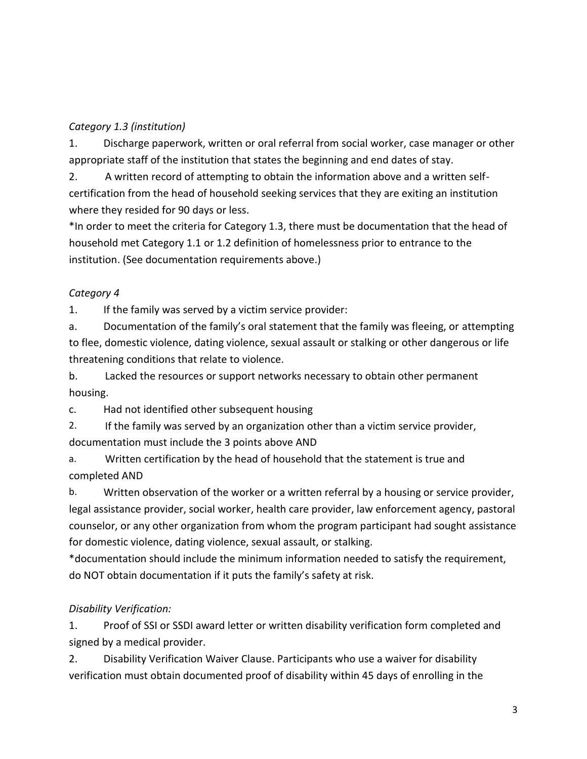*Category 1.3 (institution)*

1. Discharge paperwork, written or oral referral from social worker, case manager or other appropriate staff of the institution that states the beginning and end dates of stay.
2. A written record of attempting to obtain the information above and a written self-certification from the head of household seeking services that they are exiting an institution where they resided for 90 days or less.

*In order to meet the criteria for Category 1.3, there must be documentation that the head of household met Category 1.1 or 1.2 definition of homelessness prior to entrance to the institution. (See documentation requirements above.)

*Category 4*

1. If the family was served by a victim service provider:

a. Documentation of the family's oral statement that the family was fleeing, or attempting to flee, domestic violence, dating violence, sexual assault or stalking or other dangerous or life threatening conditions that relate to violence.

b. Lacked the resources or support networks necessary to obtain other permanent housing.

c. Had not identified other subsequent housing

2. If the family was served by an organization other than a victim service provider, documentation must include the 3 points above AND

a. Written certification by the head of household that the statement is true and completed AND

b. Written observation of the worker or a written referral by a housing or service provider, legal assistance provider, social worker, health care provider, law enforcement agency, pastoral counselor, or any other organization from whom the program participant had sought assistance for domestic violence, dating violence, sexual assault, or stalking.

*documentation should include the minimum information needed to satisfy the requirement, do NOT obtain documentation if it puts the family's safety at risk.

*Disability Verification:*

1. Proof of SSI or SSDI award letter or written disability verification form completed and signed by a medical provider.
2. Disability Verification Waiver Clause. Participants who use a waiver for disability verification must obtain documented proof of disability within 45 days of enrolling in the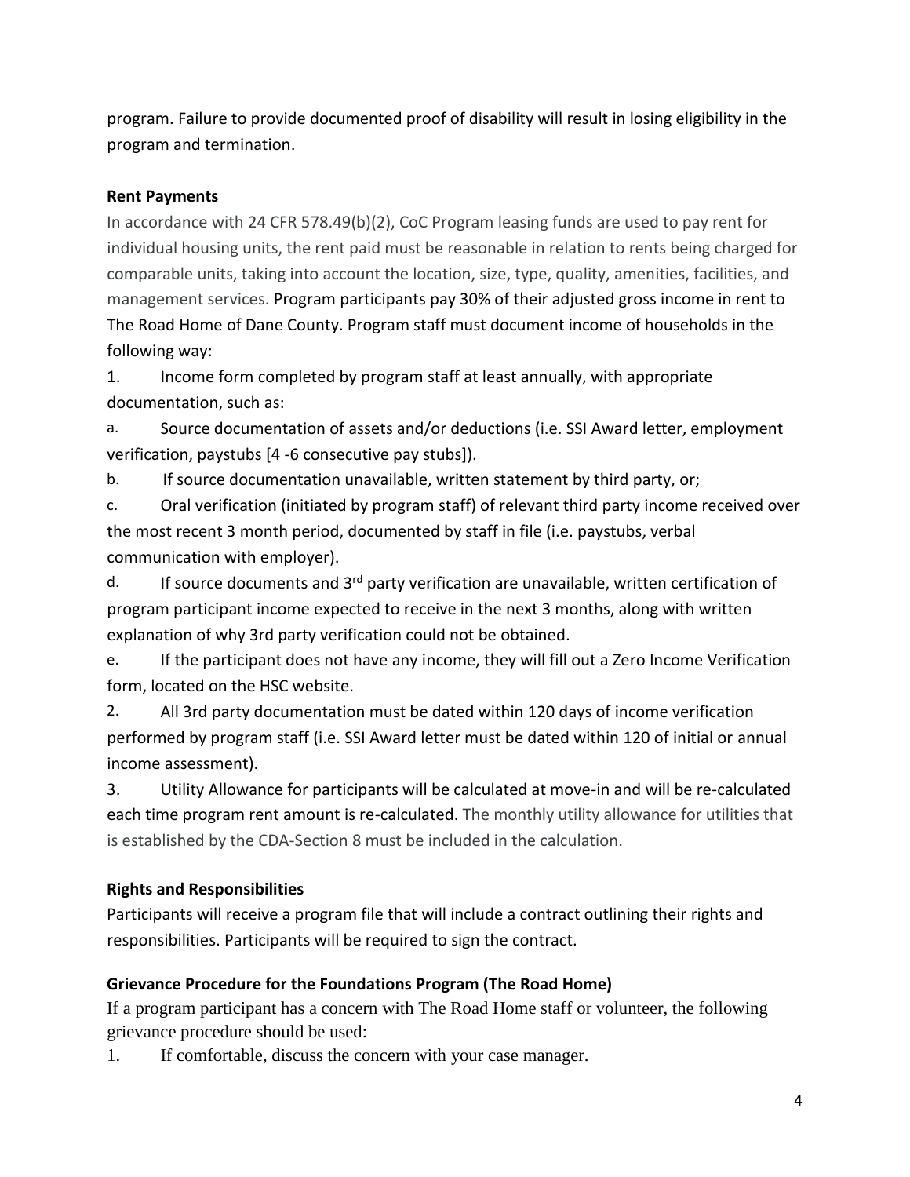program. Failure to provide documented proof of disability will result in losing eligibility in the program and termination.

**Rent Payments**

In accordance with 24 CFR 578.49(b)(2), CoC Program leasing funds are used to pay rent for individual housing units, the rent paid must be reasonable in relation to rents being charged for comparable units, taking into account the location, size, type, quality, amenities, facilities, and management services. Program participants pay 30% of their adjusted gross income in rent to The Road Home of Dane County. Program staff must document income of households in the following way:

1. Income form completed by program staff at least annually, with appropriate documentation, such as:
   a. Source documentation of assets and/or deductions (i.e. SSI Award letter, employment verification, paystubs [4 -6 consecutive pay stubs]).
   b. If source documentation unavailable, written statement by third party, or;
   c. Oral verification (initiated by program staff) of relevant third party income received over the most recent 3 month period, documented by staff in file (i.e. paystubs, verbal communication with employer).
   d. If source documents and 3rd party verification are unavailable, written certification of program participant income expected to receive in the next 3 months, along with written explanation of why 3rd party verification could not be obtained.
   e. If the participant does not have any income, they will fill out a Zero Income Verification form, located on the HSC website.
2. All 3rd party documentation must be dated within 120 days of income verification performed by program staff (i.e. SSI Award letter must be dated within 120 of initial or annual income assessment).
3. Utility Allowance for participants will be calculated at move-in and will be re-calculated each time program rent amount is re-calculated. The monthly utility allowance for utilities that is established by the CDA-Section 8 must be included in the calculation.

**Rights and Responsibilities**

Participants will receive a program file that will include a contract outlining their rights and responsibilities. Participants will be required to sign the contract.

**Grievance Procedure for the Foundations Program (The Road Home)**

If a program participant has a concern with The Road Home staff or volunteer, the following grievance procedure should be used:

1. If comfortable, discuss the concern with your case manager.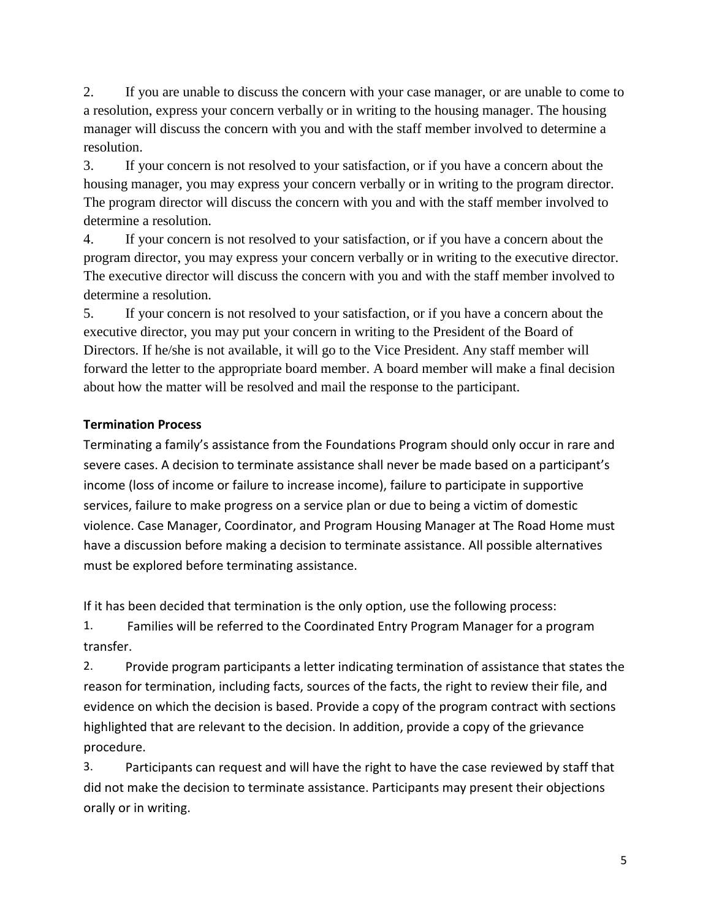2. If you are unable to discuss the concern with your case manager, or are unable to come to a resolution, express your concern verbally or in writing to the housing manager. The housing manager will discuss the concern with you and with the staff member involved to determine a resolution.

3. If your concern is not resolved to your satisfaction, or if you have a concern about the housing manager, you may express your concern verbally or in writing to the program director. The program director will discuss the concern with you and with the staff member involved to determine a resolution.

4. If your concern is not resolved to your satisfaction, or if you have a concern about the program director, you may express your concern verbally or in writing to the executive director. The executive director will discuss the concern with you and with the staff member involved to determine a resolution.

5. If your concern is not resolved to your satisfaction, or if you have a concern about the executive director, you may put your concern in writing to the President of the Board of Directors. If he/she is not available, it will go to the Vice President. Any staff member will forward the letter to the appropriate board member. A board member will make a final decision about how the matter will be resolved and mail the response to the participant.

**Termination Process**

Terminating a family's assistance from the Foundations Program should only occur in rare and severe cases. A decision to terminate assistance shall never be made based on a participant's income (loss of income or failure to increase income), failure to participate in supportive services, failure to make progress on a service plan or due to being a victim of domestic violence. Case Manager, Coordinator, and Program Housing Manager at The Road Home must have a discussion before making a decision to terminate assistance. All possible alternatives must be explored before terminating assistance.

If it has been decided that termination is the only option, use the following process:

1. Families will be referred to the Coordinated Entry Program Manager for a program transfer.
2. Provide program participants a letter indicating termination of assistance that states the reason for termination, including facts, sources of the facts, the right to review their file, and evidence on which the decision is based. Provide a copy of the program contract with sections highlighted that are relevant to the decision. In addition, provide a copy of the grievance procedure.
3. Participants can request and will have the right to have the case reviewed by staff that did not make the decision to terminate assistance. Participants may present their objections orally or in writing.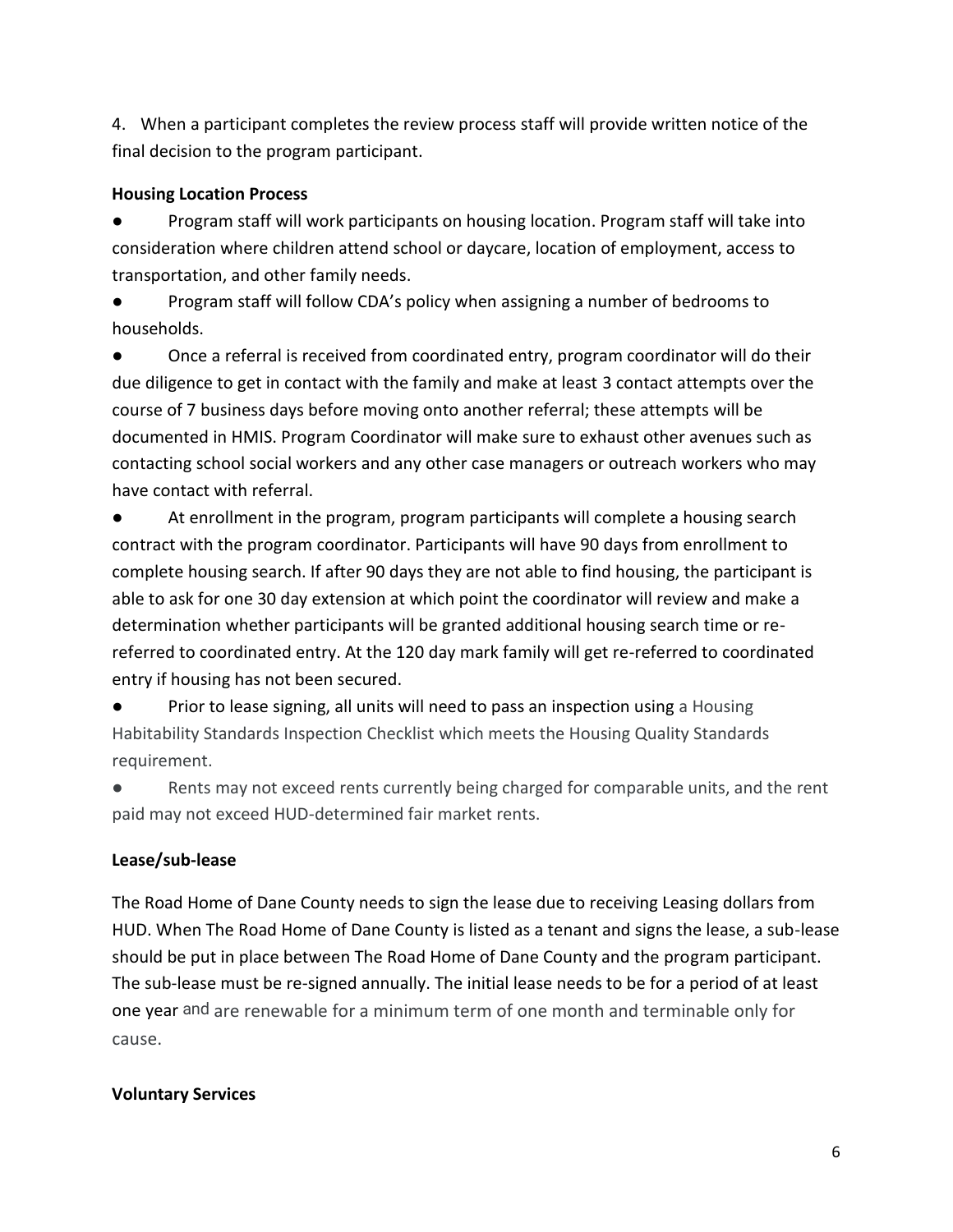4. When a participant completes the review process staff will provide written notice of the final decision to the program participant.

**Housing Location Process**

- Program staff will work participants on housing location. Program staff will take into consideration where children attend school or daycare, location of employment, access to transportation, and other family needs.
- Program staff will follow CDA's policy when assigning a number of bedrooms to households.
- Once a referral is received from coordinated entry, program coordinator will do their due diligence to get in contact with the family and make at least 3 contact attempts over the course of 7 business days before moving onto another referral; these attempts will be documented in HMIS. Program Coordinator will make sure to exhaust other avenues such as contacting school social workers and any other case managers or outreach workers who may have contact with referral.
- At enrollment in the program, program participants will complete a housing search contract with the program coordinator. Participants will have 90 days from enrollment to complete housing search. If after 90 days they are not able to find housing, the participant is able to ask for one 30 day extension at which point the coordinator will review and make a determination whether participants will be granted additional housing search time or re-referred to coordinated entry. At the 120 day mark family will get re-referred to coordinated entry if housing has not been secured.
- Prior to lease signing, all units will need to pass an inspection using a Housing Habitability Standards Inspection Checklist which meets the Housing Quality Standards requirement.
- Rents may not exceed rents currently being charged for comparable units, and the rent paid may not exceed HUD-determined fair market rents.

**Lease/sub-lease**

The Road Home of Dane County needs to sign the lease due to receiving Leasing dollars from HUD. When The Road Home of Dane County is listed as a tenant and signs the lease, a sub-lease should be put in place between The Road Home of Dane County and the program participant. The sub-lease must be re-signed annually. The initial lease needs to be for a period of at least one year and are renewable for a minimum term of one month and terminable only for cause.

**Voluntary Services**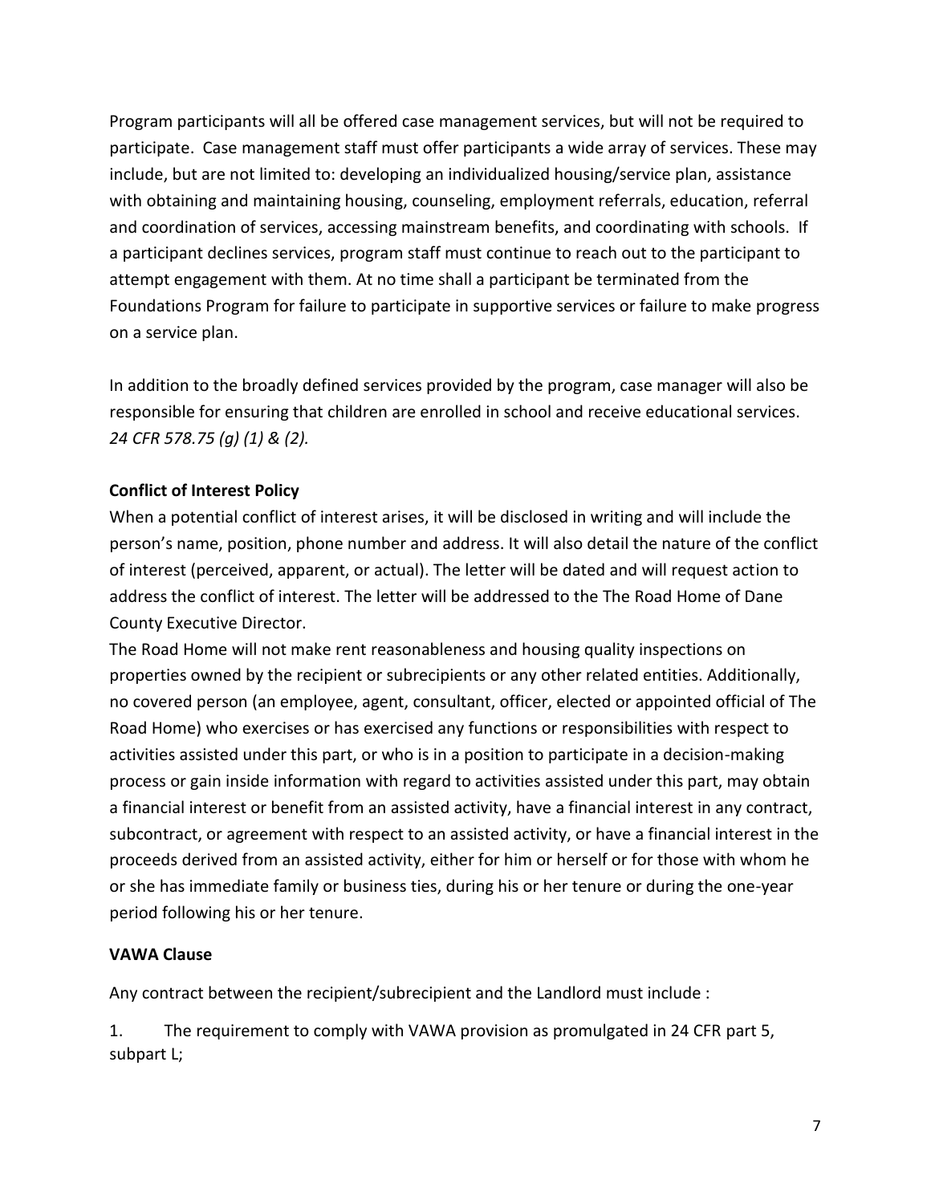Program participants will all be offered case management services, but will not be required to participate.  Case management staff must offer participants a wide array of services. These may include, but are not limited to: developing an individualized housing/service plan, assistance with obtaining and maintaining housing, counseling, employment referrals, education, referral and coordination of services, accessing mainstream benefits, and coordinating with schools.  If a participant declines services, program staff must continue to reach out to the participant to attempt engagement with them. At no time shall a participant be terminated from the Foundations Program for failure to participate in supportive services or failure to make progress on a service plan.

In addition to the broadly defined services provided by the program, case manager will also be responsible for ensuring that children are enrolled in school and receive educational services. *24 CFR 578.75 (g) (1) & (2).*

**Conflict of Interest Policy**

When a potential conflict of interest arises, it will be disclosed in writing and will include the person's name, position, phone number and address. It will also detail the nature of the conflict of interest (perceived, apparent, or actual). The letter will be dated and will request action to address the conflict of interest. The letter will be addressed to the The Road Home of Dane County Executive Director.

The Road Home will not make rent reasonableness and housing quality inspections on properties owned by the recipient or subrecipients or any other related entities. Additionally, no covered person (an employee, agent, consultant, officer, elected or appointed official of The Road Home) who exercises or has exercised any functions or responsibilities with respect to activities assisted under this part, or who is in a position to participate in a decision-making process or gain inside information with regard to activities assisted under this part, may obtain a financial interest or benefit from an assisted activity, have a financial interest in any contract, subcontract, or agreement with respect to an assisted activity, or have a financial interest in the proceeds derived from an assisted activity, either for him or herself or for those with whom he or she has immediate family or business ties, during his or her tenure or during the one-year period following his or her tenure.

**VAWA Clause**

Any contract between the recipient/subrecipient and the Landlord must include :

1. The requirement to comply with VAWA provision as promulgated in 24 CFR part 5, subpart L;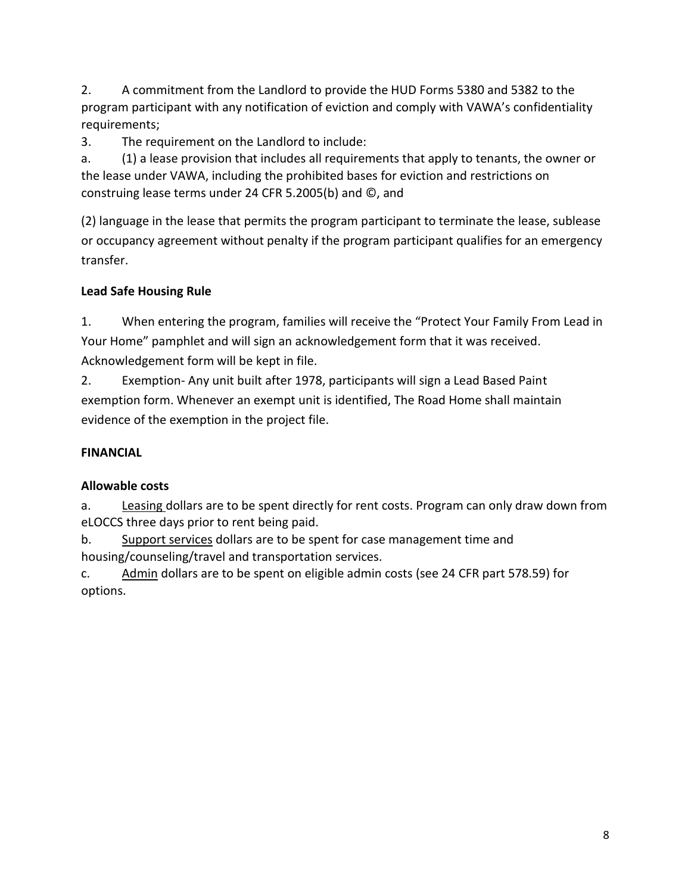2. A commitment from the Landlord to provide the HUD Forms 5380 and 5382 to the program participant with any notification of eviction and comply with VAWA's confidentiality requirements;

3. The requirement on the Landlord to include:

a. (1) a lease provision that includes all requirements that apply to tenants, the owner or the lease under VAWA, including the prohibited bases for eviction and restrictions on construing lease terms under 24 CFR 5.2005(b) and ©, and

(2) language in the lease that permits the program participant to terminate the lease, sublease or occupancy agreement without penalty if the program participant qualifies for an emergency transfer.

**Lead Safe Housing Rule**

1. When entering the program, families will receive the "Protect Your Family From Lead in Your Home" pamphlet and will sign an acknowledgement form that it was received. Acknowledgement form will be kept in file.

2. Exemption- Any unit built after 1978, participants will sign a Lead Based Paint exemption form. Whenever an exempt unit is identified, The Road Home shall maintain evidence of the exemption in the project file.

**FINANCIAL**

**Allowable costs**

a. <u>Leasing</u> dollars are to be spent directly for rent costs. Program can only draw down from eLOCCS three days prior to rent being paid.

b. <u>Support services</u> dollars are to be spent for case management time and housing/counseling/travel and transportation services.

c. <u>Admin</u> dollars are to be spent on eligible admin costs (see 24 CFR part 578.59) for options.